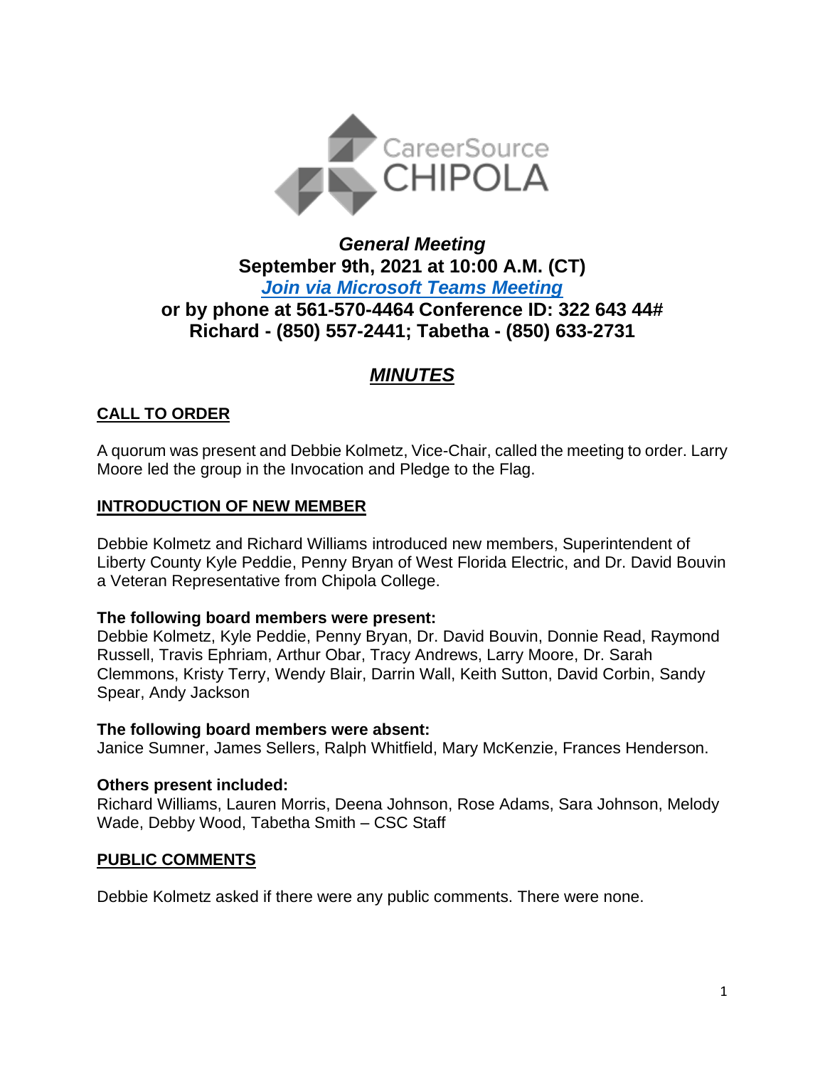# *General Meeting*
## September 9th, 2021 at 10:00 A.M. (CT)
## ***Join via Microsoft Teams Meeting***
## or by phone at 561-570-4464 Conference ID: 322 643 44#
## Richard - (850) 557-2441; Tabetha - (850) 633-2731

# ***MINUTES***

## CALL TO ORDER

A quorum was present and Debbie Kolmetz, Vice-Chair, called the meeting to order. Larry Moore led the group in the Invocation and Pledge to the Flag.

## INTRODUCTION OF NEW MEMBER

Debbie Kolmetz and Richard Williams introduced new members, Superintendent of Liberty County Kyle Peddie, Penny Bryan of West Florida Electric, and Dr. David Bouvin a Veteran Representative from Chipola College.

**The following board members were present:**
Debbie Kolmetz, Kyle Peddie, Penny Bryan, Dr. David Bouvin, Donnie Read, Raymond Russell, Travis Ephriam, Arthur Obar, Tracy Andrews, Larry Moore, Dr. Sarah Clemmons, Kristy Terry, Wendy Blair, Darrin Wall, Keith Sutton, David Corbin, Sandy Spear, Andy Jackson

**The following board members were absent:**
Janice Sumner, James Sellers, Ralph Whitfield, Mary McKenzie, Frances Henderson.

**Others present included:**
Richard Williams, Lauren Morris, Deena Johnson, Rose Adams, Sara Johnson, Melody Wade, Debby Wood, Tabetha Smith – CSC Staff

## PUBLIC COMMENTS

Debbie Kolmetz asked if there were any public comments. There were none.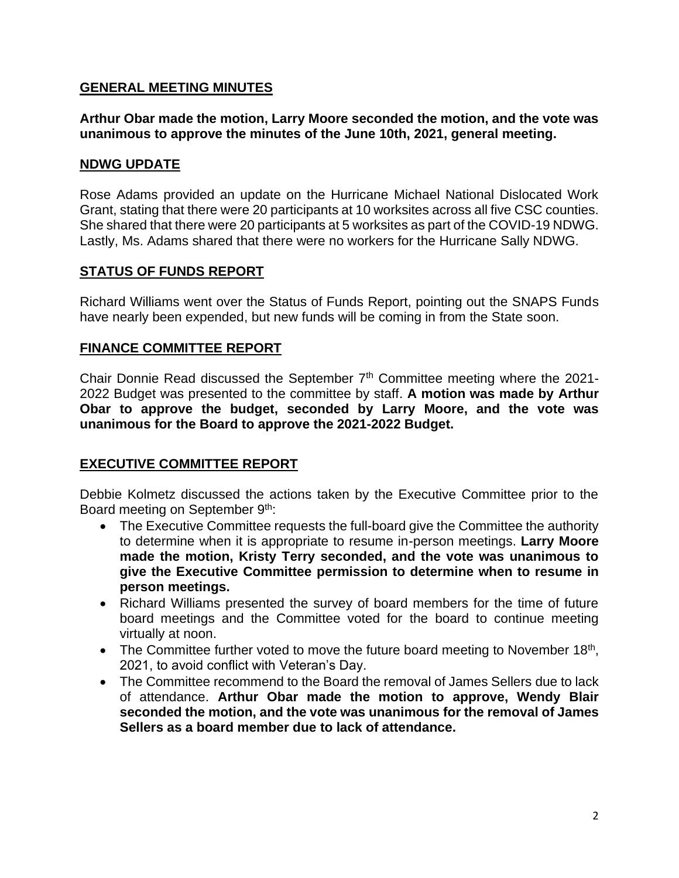## GENERAL MEETING MINUTES

**Arthur Obar made the motion, Larry Moore seconded the motion, and the vote was unanimous to approve the minutes of the June 10th, 2021, general meeting.**

## NDWG UPDATE

Rose Adams provided an update on the Hurricane Michael National Dislocated Work Grant, stating that there were 20 participants at 10 worksites across all five CSC counties. She shared that there were 20 participants at 5 worksites as part of the COVID-19 NDWG. Lastly, Ms. Adams shared that there were no workers for the Hurricane Sally NDWG.

## STATUS OF FUNDS REPORT

Richard Williams went over the Status of Funds Report, pointing out the SNAPS Funds have nearly been expended, but new funds will be coming in from the State soon.

## FINANCE COMMITTEE REPORT

Chair Donnie Read discussed the September 7th Committee meeting where the 2021-2022 Budget was presented to the committee by staff. **A motion was made by Arthur Obar to approve the budget, seconded by Larry Moore, and the vote was unanimous for the Board to approve the 2021-2022 Budget.**

## EXECUTIVE COMMITTEE REPORT

Debbie Kolmetz discussed the actions taken by the Executive Committee prior to the Board meeting on September 9th:

- The Executive Committee requests the full-board give the Committee the authority to determine when it is appropriate to resume in-person meetings. **Larry Moore made the motion, Kristy Terry seconded, and the vote was unanimous to give the Executive Committee permission to determine when to resume in person meetings.**
- Richard Williams presented the survey of board members for the time of future board meetings and the Committee voted for the board to continue meeting virtually at noon.
- The Committee further voted to move the future board meeting to November 18th, 2021, to avoid conflict with Veteran's Day.
- The Committee recommend to the Board the removal of James Sellers due to lack of attendance. **Arthur Obar made the motion to approve, Wendy Blair seconded the motion, and the vote was unanimous for the removal of James Sellers as a board member due to lack of attendance.**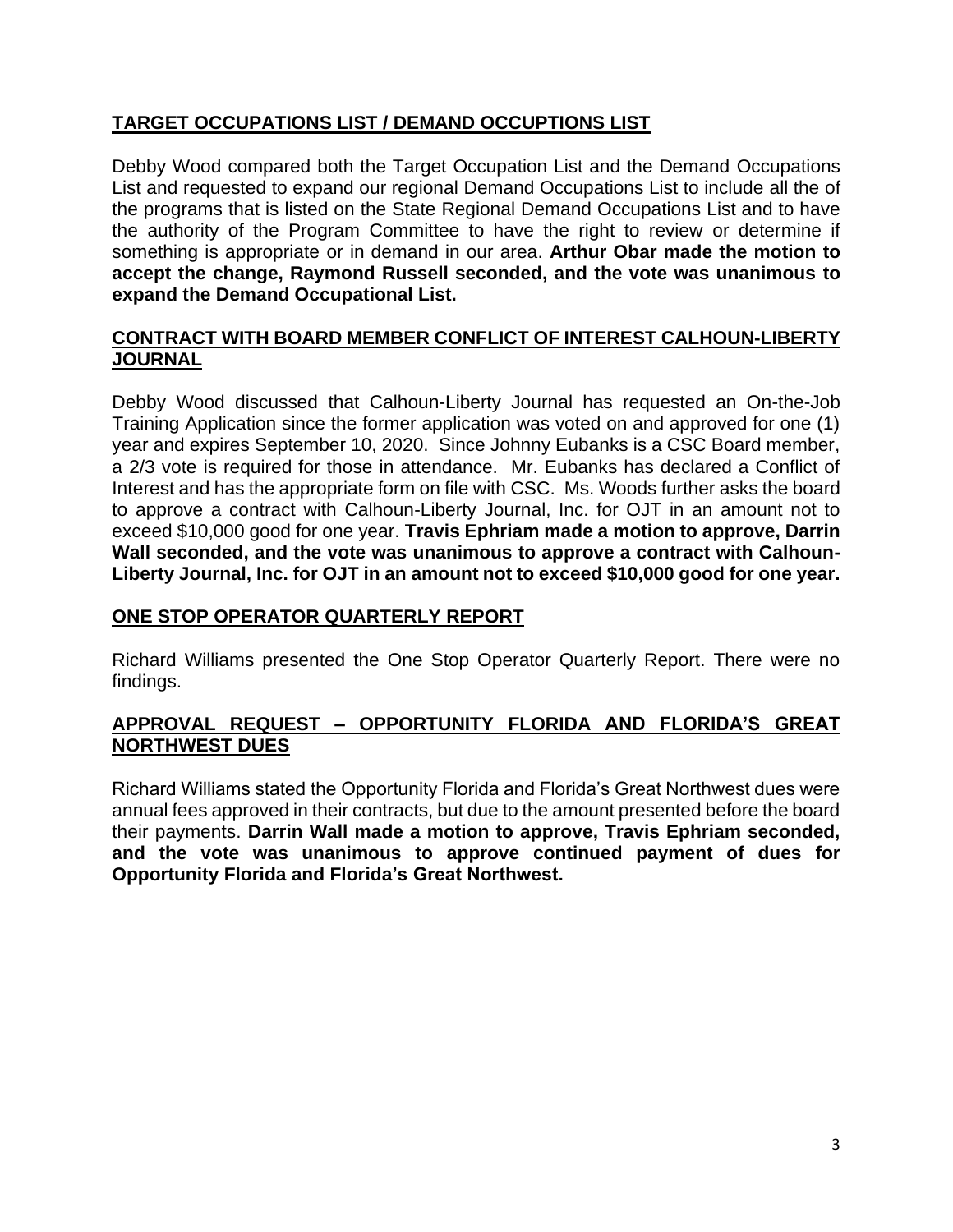## TARGET OCCUPATIONS LIST / DEMAND OCCUPTIONS LIST

Debby Wood compared both the Target Occupation List and the Demand Occupations List and requested to expand our regional Demand Occupations List to include all the of the programs that is listed on the State Regional Demand Occupations List and to have the authority of the Program Committee to have the right to review or determine if something is appropriate or in demand in our area. **Arthur Obar made the motion to accept the change, Raymond Russell seconded, and the vote was unanimous to expand the Demand Occupational List.**

## CONTRACT WITH BOARD MEMBER CONFLICT OF INTEREST CALHOUN-LIBERTY JOURNAL

Debby Wood discussed that Calhoun-Liberty Journal has requested an On-the-Job Training Application since the former application was voted on and approved for one (1) year and expires September 10, 2020. Since Johnny Eubanks is a CSC Board member, a 2/3 vote is required for those in attendance. Mr. Eubanks has declared a Conflict of Interest and has the appropriate form on file with CSC. Ms. Woods further asks the board to approve a contract with Calhoun-Liberty Journal, Inc. for OJT in an amount not to exceed $10,000 good for one year. **Travis Ephriam made a motion to approve, Darrin Wall seconded, and the vote was unanimous to approve a contract with Calhoun-Liberty Journal, Inc. for OJT in an amount not to exceed $10,000 good for one year.**

## ONE STOP OPERATOR QUARTERLY REPORT

Richard Williams presented the One Stop Operator Quarterly Report. There were no findings.

## APPROVAL REQUEST – OPPORTUNITY FLORIDA AND FLORIDA'S GREAT NORTHWEST DUES

Richard Williams stated the Opportunity Florida and Florida's Great Northwest dues were annual fees approved in their contracts, but due to the amount presented before the board their payments. **Darrin Wall made a motion to approve, Travis Ephriam seconded, and the vote was unanimous to approve continued payment of dues for Opportunity Florida and Florida's Great Northwest.**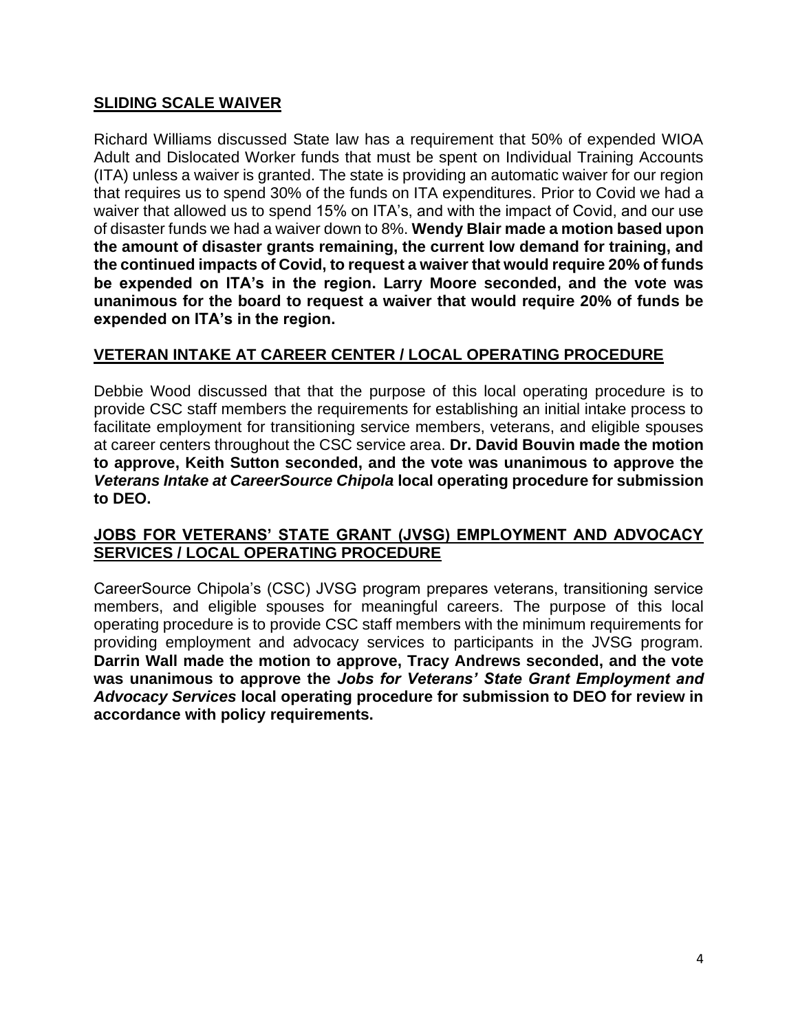## SLIDING SCALE WAIVER

Richard Williams discussed State law has a requirement that 50% of expended WIOA Adult and Dislocated Worker funds that must be spent on Individual Training Accounts (ITA) unless a waiver is granted. The state is providing an automatic waiver for our region that requires us to spend 30% of the funds on ITA expenditures. Prior to Covid we had a waiver that allowed us to spend 15% on ITA's, and with the impact of Covid, and our use of disaster funds we had a waiver down to 8%. **Wendy Blair made a motion based upon the amount of disaster grants remaining, the current low demand for training, and the continued impacts of Covid, to request a waiver that would require 20% of funds be expended on ITA's in the region. Larry Moore seconded, and the vote was unanimous for the board to request a waiver that would require 20% of funds be expended on ITA's in the region.**

## VETERAN INTAKE AT CAREER CENTER / LOCAL OPERATING PROCEDURE

Debbie Wood discussed that that the purpose of this local operating procedure is to provide CSC staff members the requirements for establishing an initial intake process to facilitate employment for transitioning service members, veterans, and eligible spouses at career centers throughout the CSC service area. **Dr. David Bouvin made the motion to approve, Keith Sutton seconded, and the vote was unanimous to approve the *Veterans Intake at CareerSource Chipola* local operating procedure for submission to DEO.**

## JOBS FOR VETERANS' STATE GRANT (JVSG) EMPLOYMENT AND ADVOCACY SERVICES / LOCAL OPERATING PROCEDURE

CareerSource Chipola's (CSC) JVSG program prepares veterans, transitioning service members, and eligible spouses for meaningful careers. The purpose of this local operating procedure is to provide CSC staff members with the minimum requirements for providing employment and advocacy services to participants in the JVSG program. **Darrin Wall made the motion to approve, Tracy Andrews seconded, and the vote was unanimous to approve the *Jobs for Veterans' State Grant Employment and Advocacy Services* local operating procedure for submission to DEO for review in accordance with policy requirements.**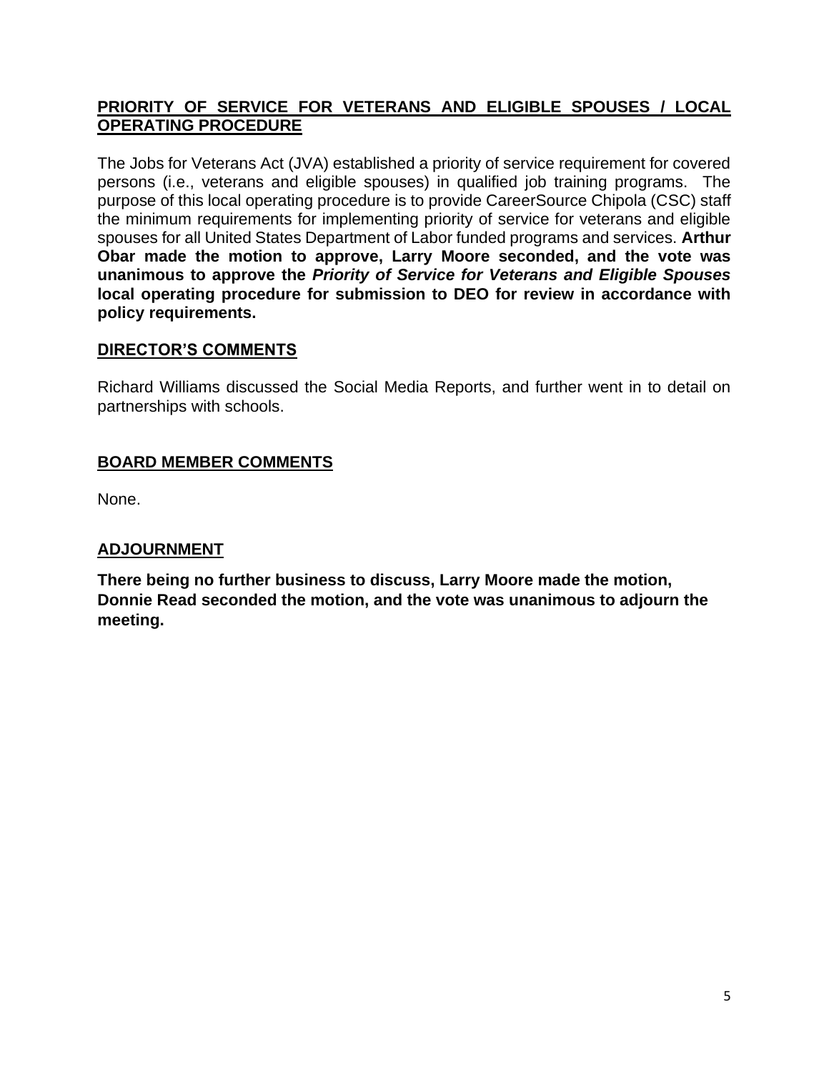**PRIORITY OF SERVICE FOR VETERANS AND ELIGIBLE SPOUSES / LOCAL OPERATING PROCEDURE**

The Jobs for Veterans Act (JVA) established a priority of service requirement for covered persons (i.e., veterans and eligible spouses) in qualified job training programs. The purpose of this local operating procedure is to provide CareerSource Chipola (CSC) staff the minimum requirements for implementing priority of service for veterans and eligible spouses for all United States Department of Labor funded programs and services. **Arthur Obar made the motion to approve, Larry Moore seconded, and the vote was unanimous to approve the *Priority of Service for Veterans and Eligible Spouses* local operating procedure for submission to DEO for review in accordance with policy requirements.**

**DIRECTOR'S COMMENTS**

Richard Williams discussed the Social Media Reports, and further went in to detail on partnerships with schools.

**BOARD MEMBER COMMENTS**

None.

**ADJOURNMENT**

**There being no further business to discuss, Larry Moore made the motion, Donnie Read seconded the motion, and the vote was unanimous to adjourn the meeting.**